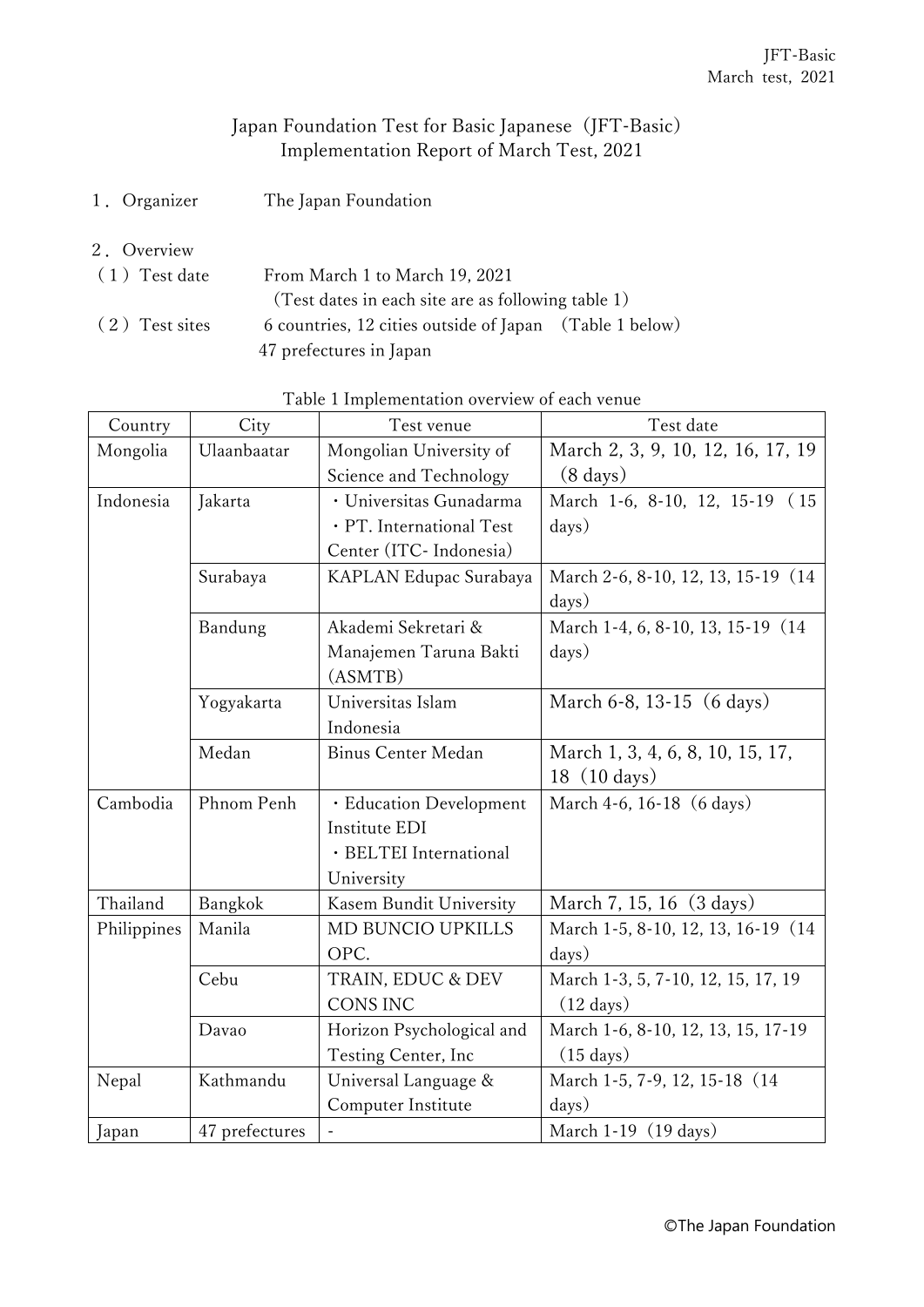JFT-Basic
March test, 2021

# Japan Foundation Test for Basic Japanese（JFT-Basic） Implementation Report of March Test, 2021

１．Organizer　　The Japan Foundation

２．Overview

（１）Test date　　From March 1 to March 19, 2021
（Test dates in each site are as following table 1）

（２）Test sites　　6 countries, 12 cities outside of Japan　(Table 1 below)
47 prefectures in Japan

Table 1 Implementation overview of each venue

| Country | City | Test venue | Test date |
|---|---|---|---|
| Mongolia | Ulaanbaatar | Mongolian University of Science and Technology | March 2, 3, 9, 10, 12, 16, 17, 19（8 days） |
| Indonesia | Jakarta | ・Universitas Gunadarma<br>・PT. International Test Center (ITC- Indonesia) | March 1-6, 8-10, 12, 15-19（15 days） |
| | Surabaya | KAPLAN Edupac Surabaya | March 2-6, 8-10, 12, 13, 15-19（14 days） |
| | Bandung | Akademi Sekretari & Manajemen Taruna Bakti (ASMTB) | March 1-4, 6, 8-10, 13, 15-19（14 days） |
| | Yogyakarta | Universitas Islam Indonesia | March 6-8, 13-15（6 days） |
| | Medan | Binus Center Medan | March 1, 3, 4, 6, 8, 10, 15, 17, 18（10 days） |
| Cambodia | Phnom Penh | ・Education Development Institute EDI<br>・BELTEI International University | March 4-6, 16-18（6 days） |
| Thailand | Bangkok | Kasem Bundit University | March 7, 15, 16（3 days） |
| Philippines | Manila | MD BUNCIO UPKILLS OPC. | March 1-5, 8-10, 12, 13, 16-19（14 days） |
| | Cebu | TRAIN, EDUC & DEV CONS INC | March 1-3, 5, 7-10, 12, 15, 17, 19（12 days） |
| | Davao | Horizon Psychological and Testing Center, Inc | March 1-6, 8-10, 12, 13, 15, 17-19（15 days） |
| Nepal | Kathmandu | Universal Language & Computer Institute | March 1-5, 7-9, 12, 15-18（14 days） |
| Japan | 47 prefectures | - | March 1-19（19 days） |

©The Japan Foundation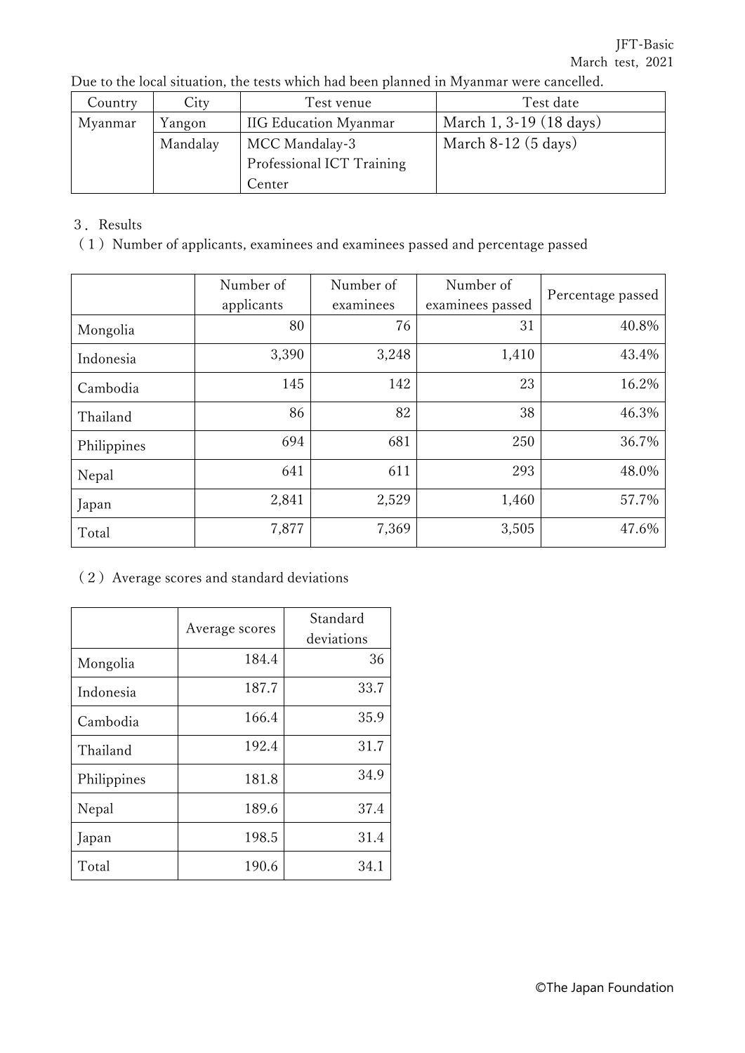Due to the local situation, the tests which had been planned in Myanmar were cancelled.

| Country | City | Test venue | Test date |
|---|---|---|---|
| Myanmar | Yangon | IIG Education Myanmar | March 1, 3-19 (18 days) |
| | Mandalay | MCC Mandalay-3 Professional ICT Training Center | March 8-12 (5 days) |

## 3. Results

### (1) Number of applicants, examinees and examinees passed and percentage passed

| | Number of applicants | Number of examinees | Number of examinees passed | Percentage passed |
|---|---|---|---|---|
| Mongolia | 80 | 76 | 31 | 40.8% |
| Indonesia | 3,390 | 3,248 | 1,410 | 43.4% |
| Cambodia | 145 | 142 | 23 | 16.2% |
| Thailand | 86 | 82 | 38 | 46.3% |
| Philippines | 694 | 681 | 250 | 36.7% |
| Nepal | 641 | 611 | 293 | 48.0% |
| Japan | 2,841 | 2,529 | 1,460 | 57.7% |
| Total | 7,877 | 7,369 | 3,505 | 47.6% |

### (2) Average scores and standard deviations

| | Average scores | Standard deviations |
|---|---|---|
| Mongolia | 184.4 | 36 |
| Indonesia | 187.7 | 33.7 |
| Cambodia | 166.4 | 35.9 |
| Thailand | 192.4 | 31.7 |
| Philippines | 181.8 | 34.9 |
| Nepal | 189.6 | 37.4 |
| Japan | 198.5 | 31.4 |
| Total | 190.6 | 34.1 |

©The Japan Foundation